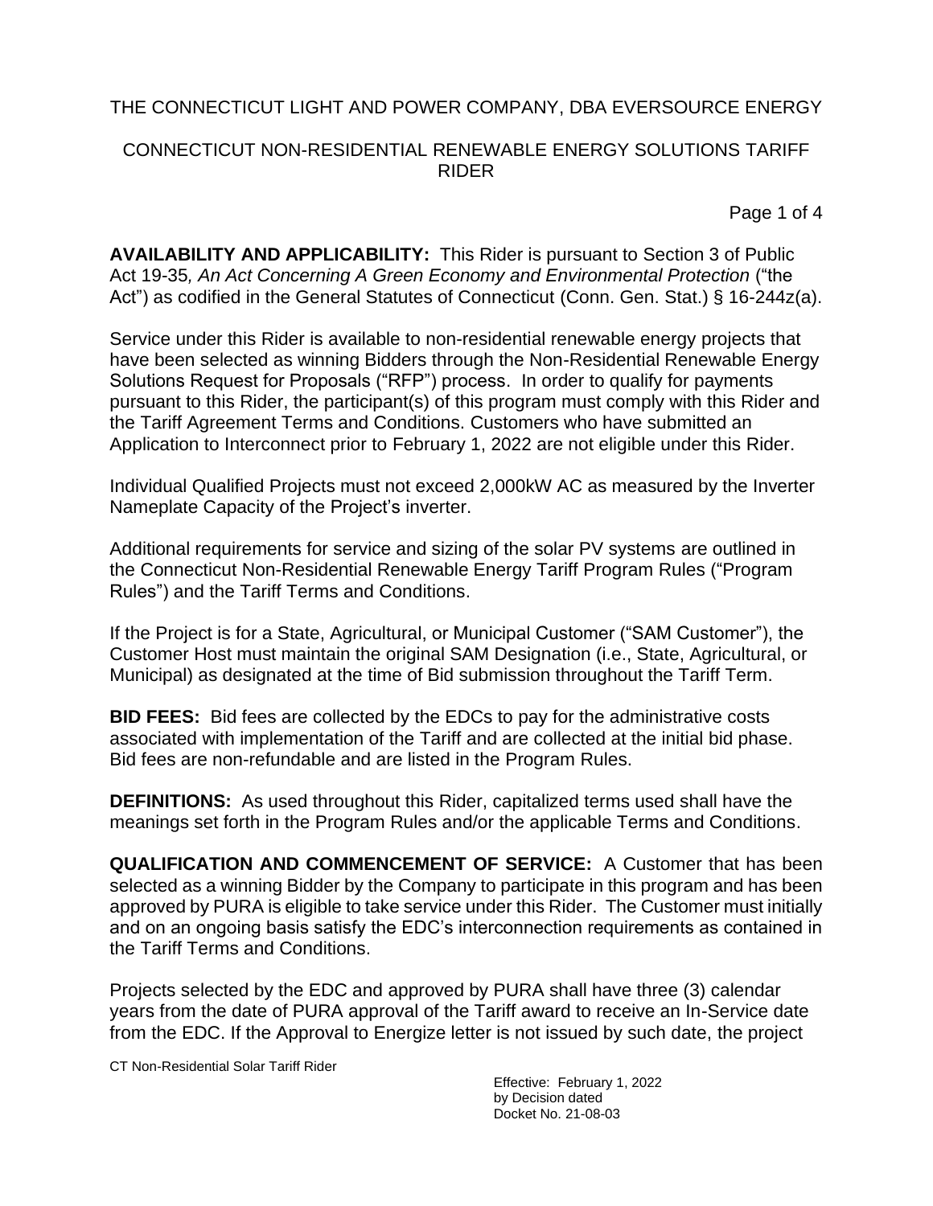THE CONNECTICUT LIGHT AND POWER COMPANY, DBA EVERSOURCE ENERGY

CONNECTICUT NON-RESIDENTIAL RENEWABLE ENERGY SOLUTIONS TARIFF RIDER

**AVAILABILITY AND APPLICABILITY:** This Rider is pursuant to Section 3 of Public Act 19-35, *An Act Concerning A Green Economy and Environmental Protection* ("the Act") as codified in the General Statutes of Connecticut (Conn. Gen. Stat.) § 16-244z(a).

Service under this Rider is available to non-residential renewable energy projects that have been selected as winning Bidders through the Non-Residential Renewable Energy Solutions Request for Proposals ("RFP") process. In order to qualify for payments pursuant to this Rider, the participant(s) of this program must comply with this Rider and the Tariff Agreement Terms and Conditions. Customers who have submitted an Application to Interconnect prior to February 1, 2022 are not eligible under this Rider.

Individual Qualified Projects must not exceed 2,000kW AC as measured by the Inverter Nameplate Capacity of the Project's inverter.

Additional requirements for service and sizing of the solar PV systems are outlined in the Connecticut Non-Residential Renewable Energy Tariff Program Rules ("Program Rules") and the Tariff Terms and Conditions.

If the Project is for a State, Agricultural, or Municipal Customer ("SAM Customer"), the Customer Host must maintain the original SAM Designation (i.e., State, Agricultural, or Municipal) as designated at the time of Bid submission throughout the Tariff Term.

**BID FEES:** Bid fees are collected by the EDCs to pay for the administrative costs associated with implementation of the Tariff and are collected at the initial bid phase. Bid fees are non-refundable and are listed in the Program Rules.

**DEFINITIONS:** As used throughout this Rider, capitalized terms used shall have the meanings set forth in the Program Rules and/or the applicable Terms and Conditions.

**QUALIFICATION AND COMMENCEMENT OF SERVICE:** A Customer that has been selected as a winning Bidder by the Company to participate in this program and has been approved by PURA is eligible to take service under this Rider. The Customer must initially and on an ongoing basis satisfy the EDC's interconnection requirements as contained in the Tariff Terms and Conditions.

Projects selected by the EDC and approved by PURA shall have three (3) calendar years from the date of PURA approval of the Tariff award to receive an In-Service date from the EDC. If the Approval to Energize letter is not issued by such date, the project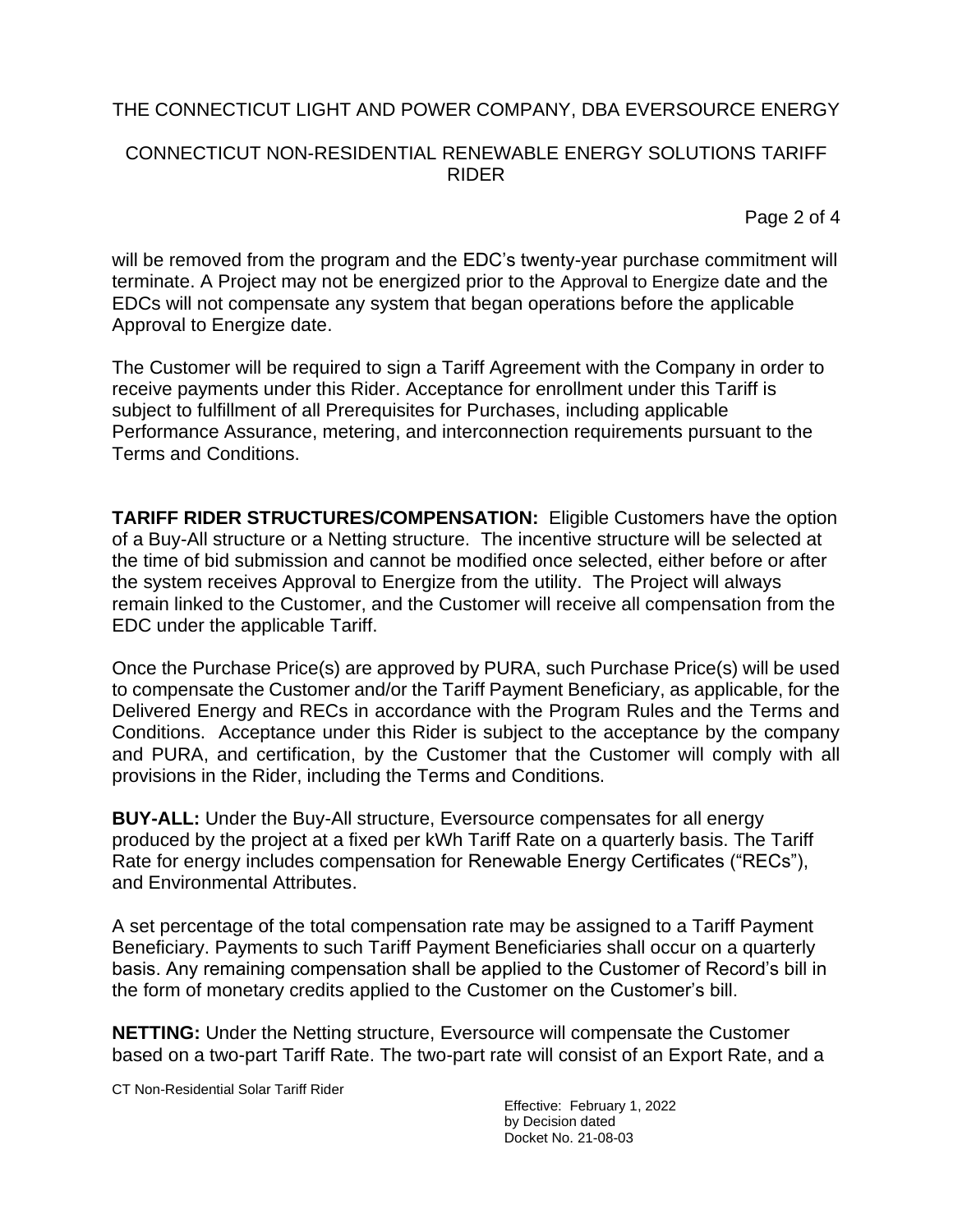will be removed from the program and the EDC's twenty-year purchase commitment will terminate. A Project may not be energized prior to the Approval to Energize date and the EDCs will not compensate any system that began operations before the applicable Approval to Energize date.

The Customer will be required to sign a Tariff Agreement with the Company in order to receive payments under this Rider. Acceptance for enrollment under this Tariff is subject to fulfillment of all Prerequisites for Purchases, including applicable Performance Assurance, metering, and interconnection requirements pursuant to the Terms and Conditions.

**TARIFF RIDER STRUCTURES/COMPENSATION:** Eligible Customers have the option of a Buy-All structure or a Netting structure. The incentive structure will be selected at the time of bid submission and cannot be modified once selected, either before or after the system receives Approval to Energize from the utility. The Project will always remain linked to the Customer, and the Customer will receive all compensation from the EDC under the applicable Tariff.

Once the Purchase Price(s) are approved by PURA, such Purchase Price(s) will be used to compensate the Customer and/or the Tariff Payment Beneficiary, as applicable, for the Delivered Energy and RECs in accordance with the Program Rules and the Terms and Conditions. Acceptance under this Rider is subject to the acceptance by the company and PURA, and certification, by the Customer that the Customer will comply with all provisions in the Rider, including the Terms and Conditions.

**BUY-ALL:** Under the Buy-All structure, Eversource compensates for all energy produced by the project at a fixed per kWh Tariff Rate on a quarterly basis. The Tariff Rate for energy includes compensation for Renewable Energy Certificates ("RECs"), and Environmental Attributes.

A set percentage of the total compensation rate may be assigned to a Tariff Payment Beneficiary. Payments to such Tariff Payment Beneficiaries shall occur on a quarterly basis. Any remaining compensation shall be applied to the Customer of Record's bill in the form of monetary credits applied to the Customer on the Customer's bill.

**NETTING:** Under the Netting structure, Eversource will compensate the Customer based on a two-part Tariff Rate. The two-part rate will consist of an Export Rate, and a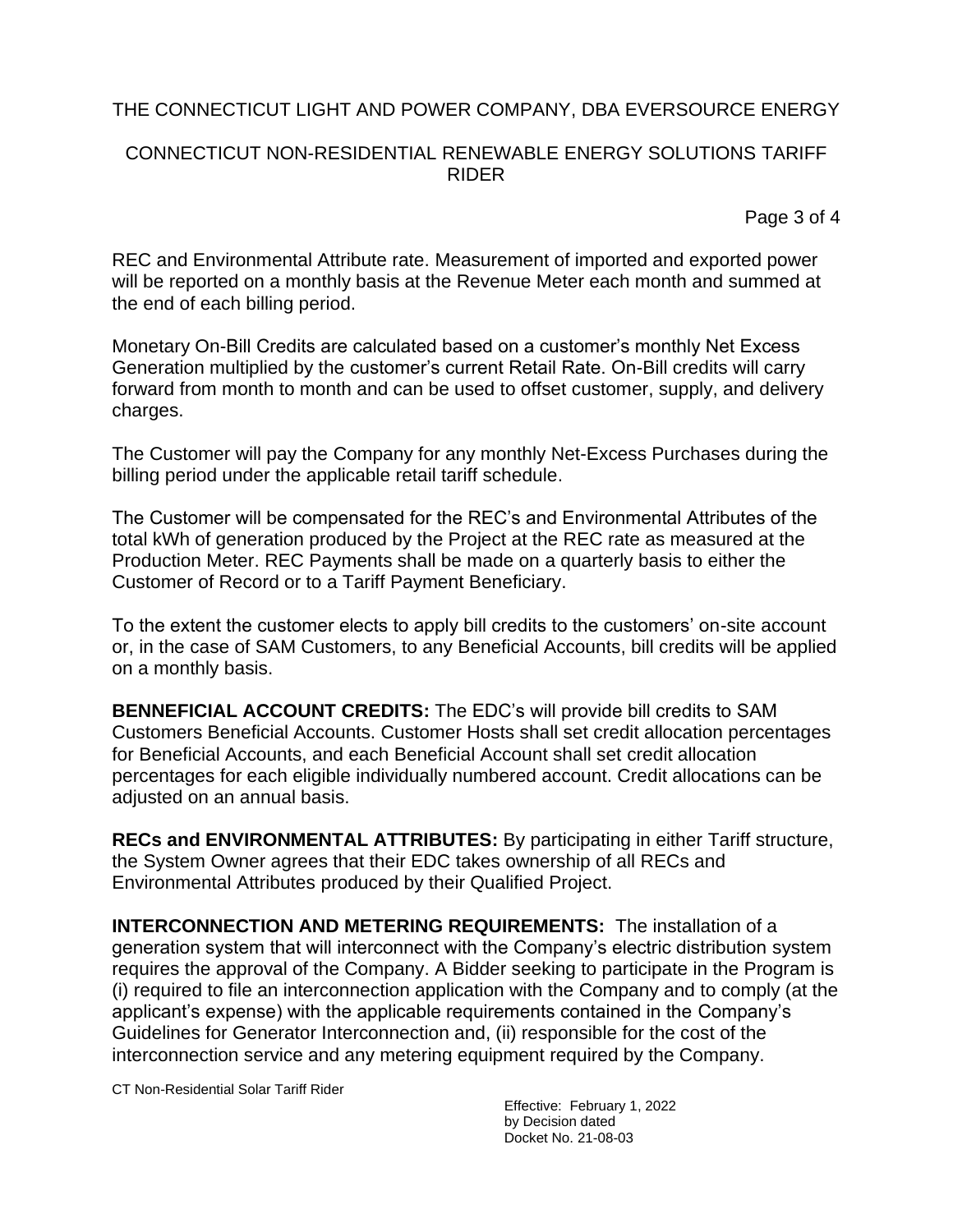REC and Environmental Attribute rate. Measurement of imported and exported power will be reported on a monthly basis at the Revenue Meter each month and summed at the end of each billing period.

Monetary On-Bill Credits are calculated based on a customer's monthly Net Excess Generation multiplied by the customer's current Retail Rate. On-Bill credits will carry forward from month to month and can be used to offset customer, supply, and delivery charges.

The Customer will pay the Company for any monthly Net-Excess Purchases during the billing period under the applicable retail tariff schedule.

The Customer will be compensated for the REC's and Environmental Attributes of the total kWh of generation produced by the Project at the REC rate as measured at the Production Meter. REC Payments shall be made on a quarterly basis to either the Customer of Record or to a Tariff Payment Beneficiary.

To the extent the customer elects to apply bill credits to the customers' on-site account or, in the case of SAM Customers, to any Beneficial Accounts, bill credits will be applied on a monthly basis.

**BENNEFICIAL ACCOUNT CREDITS:** The EDC's will provide bill credits to SAM Customers Beneficial Accounts. Customer Hosts shall set credit allocation percentages for Beneficial Accounts, and each Beneficial Account shall set credit allocation percentages for each eligible individually numbered account. Credit allocations can be adjusted on an annual basis.

**RECs and ENVIRONMENTAL ATTRIBUTES:** By participating in either Tariff structure, the System Owner agrees that their EDC takes ownership of all RECs and Environmental Attributes produced by their Qualified Project.

**INTERCONNECTION AND METERING REQUIREMENTS:** The installation of a generation system that will interconnect with the Company's electric distribution system requires the approval of the Company. A Bidder seeking to participate in the Program is (i) required to file an interconnection application with the Company and to comply (at the applicant's expense) with the applicable requirements contained in the Company's Guidelines for Generator Interconnection and, (ii) responsible for the cost of the interconnection service and any metering equipment required by the Company.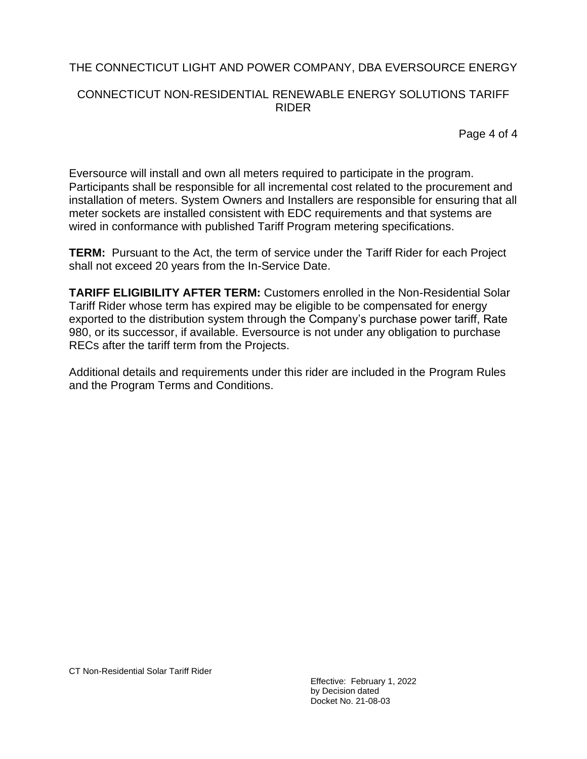Eversource will install and own all meters required to participate in the program. Participants shall be responsible for all incremental cost related to the procurement and installation of meters. System Owners and Installers are responsible for ensuring that all meter sockets are installed consistent with EDC requirements and that systems are wired in conformance with published Tariff Program metering specifications.

**TERM:** Pursuant to the Act, the term of service under the Tariff Rider for each Project shall not exceed 20 years from the In-Service Date.

**TARIFF ELIGIBILITY AFTER TERM:** Customers enrolled in the Non-Residential Solar Tariff Rider whose term has expired may be eligible to be compensated for energy exported to the distribution system through the Company's purchase power tariff, Rate 980, or its successor, if available. Eversource is not under any obligation to purchase RECs after the tariff term from the Projects.

Additional details and requirements under this rider are included in the Program Rules and the Program Terms and Conditions.